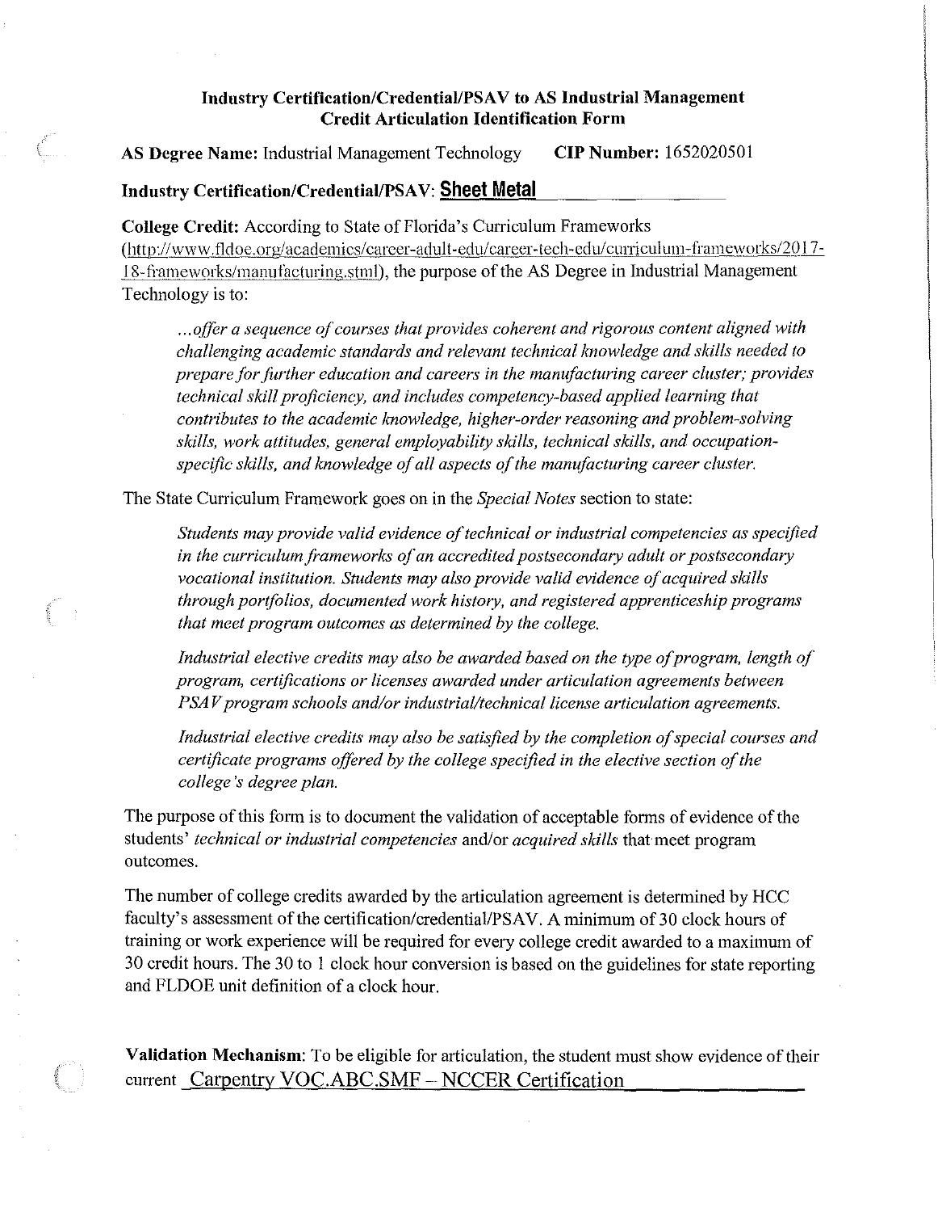**Industry Certification/Credential/PSAV to AS Industrial Management**
**Credit Articulation Identification Form**

**AS Degree Name:** Industrial Management Technology **CIP Number:** 1652020501

**Industry Certification/Credential/PSAV:** **Sheet Metal**

**College Credit:** According to State of Florida's Curriculum Frameworks (http://www.fldoe.org/academics/career-adult-edu/career-tech-edu/curriculum-frameworks/2017-18-frameworks/manufacturing.stml), the purpose of the AS Degree in Industrial Management Technology is to:

> *...offer a sequence of courses that provides coherent and rigorous content aligned with challenging academic standards and relevant technical knowledge and skills needed to prepare for further education and careers in the manufacturing career cluster; provides technical skill proficiency, and includes competency-based applied learning that contributes to the academic knowledge, higher-order reasoning and problem-solving skills, work attitudes, general employability skills, technical skills, and occupation-specific skills, and knowledge of all aspects of the manufacturing career cluster.*

The State Curriculum Framework goes on in the *Special Notes* section to state:

> *Students may provide valid evidence of technical or industrial competencies as specified in the curriculum frameworks of an accredited postsecondary adult or postsecondary vocational institution. Students may also provide valid evidence of acquired skills through portfolios, documented work history, and registered apprenticeship programs that meet program outcomes as determined by the college.*
>
> *Industrial elective credits may also be awarded based on the type of program, length of program, certifications or licenses awarded under articulation agreements between PSAV program schools and/or industrial/technical license articulation agreements.*
>
> *Industrial elective credits may also be satisfied by the completion of special courses and certificate programs offered by the college specified in the elective section of the college's degree plan.*

The purpose of this form is to document the validation of acceptable forms of evidence of the students' *technical or industrial competencies* and/or *acquired skills* that meet program outcomes.

The number of college credits awarded by the articulation agreement is determined by HCC faculty's assessment of the certification/credential/PSAV. A minimum of 30 clock hours of training or work experience will be required for every college credit awarded to a maximum of 30 credit hours. The 30 to 1 clock hour conversion is based on the guidelines for state reporting and FLDOE unit definition of a clock hour.

**Validation Mechanism:** To be eligible for articulation, the student must show evidence of their current Carpentry VOC.ABC.SMF – NCCER Certification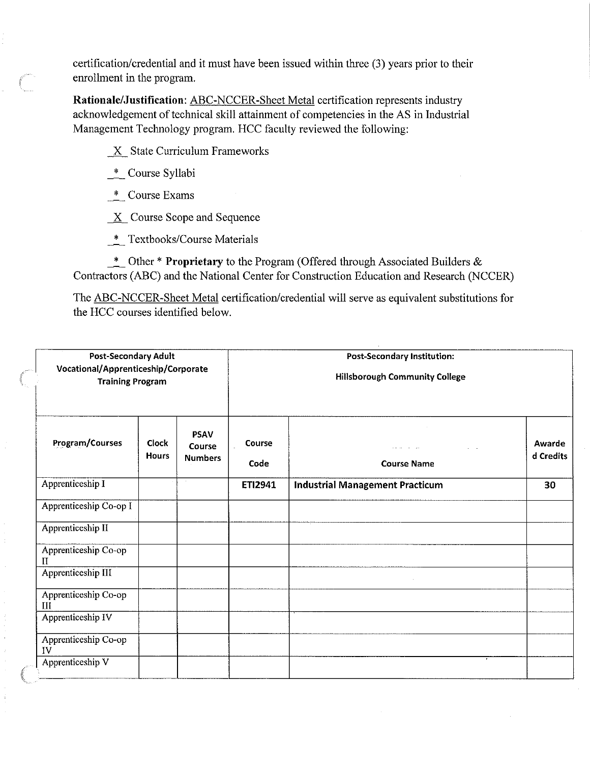certification/credential and it must have been issued within three (3) years prior to their enrollment in the program.

**Rationale/Justification**: ABC-NCCER-Sheet Metal certification represents industry acknowledgement of technical skill attainment of competencies in the AS in Industrial Management Technology program. HCC faculty reviewed the following:

_X_ State Curriculum Frameworks

_*_ Course Syllabi

_*_ Course Exams

_X_ Course Scope and Sequence

_*_ Textbooks/Course Materials

_*_ Other * **Proprietary** to the Program (Offered through Associated Builders & Contractors (ABC) and the National Center for Construction Education and Research (NCCER)

The ABC-NCCER-Sheet Metal certification/credential will serve as equivalent substitutions for the HCC courses identified below.

| Post-Secondary Adult Vocational/Apprenticeship/Corporate Training Program | | | Post-Secondary Institution: Hillsborough Community College | | |
|---|---|---|---|---|---|
| **Program/Courses** | **Clock Hours** | **PSAV Course Numbers** | **Course Code** | **Course Name** | **Awarded Credits** |
| Apprenticeship I | | | **ETI2941** | **Industrial Management Practicum** | **30** |
| Apprenticeship Co-op I | | | | | |
| Apprenticeship II | | | | | |
| Apprenticeship Co-op II | | | | | |
| Apprenticeship III | | | | | |
| Apprenticeship Co-op III | | | | | |
| Apprenticeship IV | | | | | |
| Apprenticeship Co-op IV | | | | | |
| Apprenticeship V | | | | | |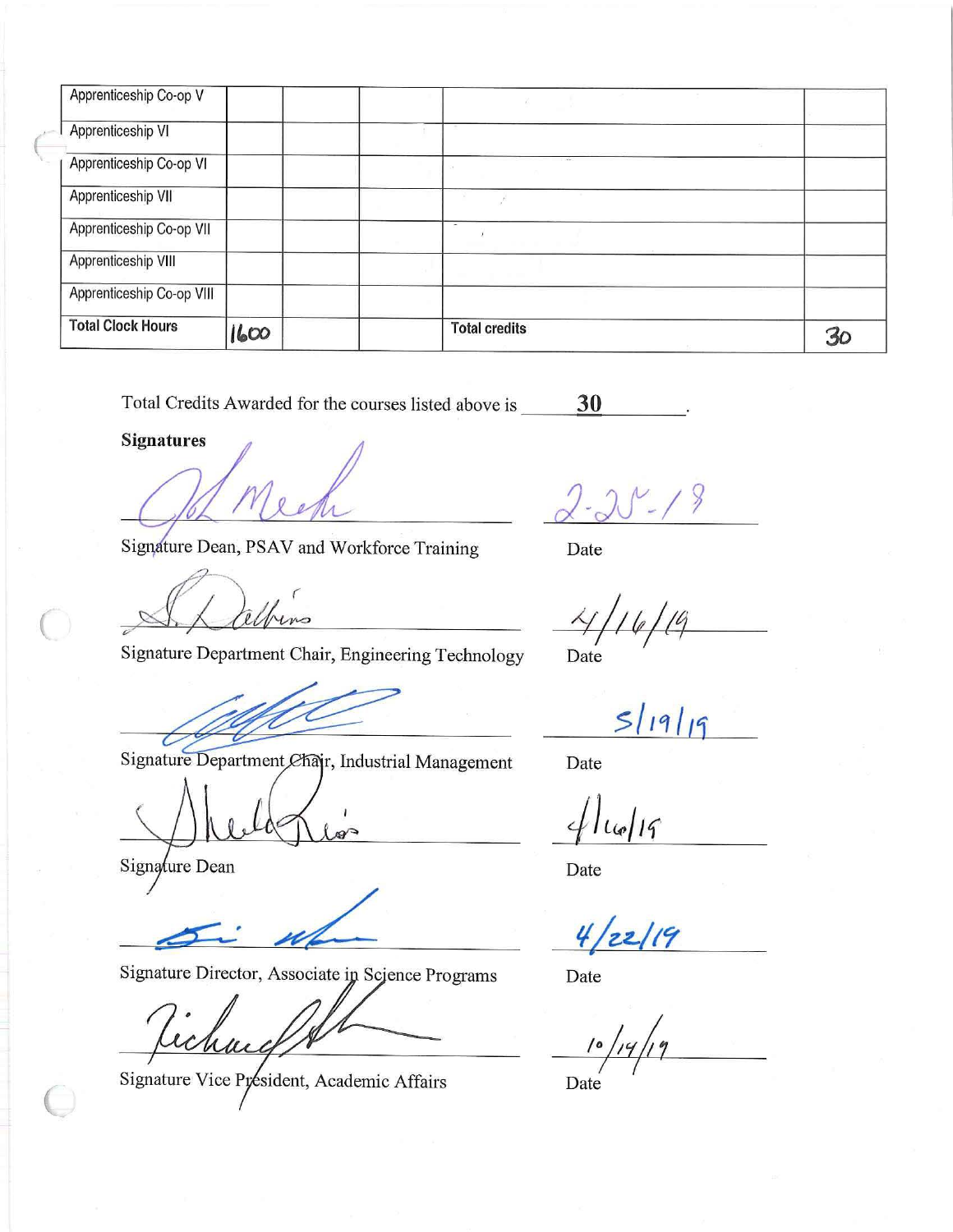| | | | | | |
|---|---|---|---|---|---|
| Apprenticeship Co-op V | | | | | |
| Apprenticeship VI | | | | | |
| Apprenticeship Co-op VI | | | | | |
| Apprenticeship VII | | | | | |
| Apprenticeship Co-op VII | | | | | |
| Apprenticeship VIII | | | | | |
| Apprenticeship Co-op VIII | | | | | |
| **Total Clock Hours** | 1600 | | | **Total credits** | 30 |

Total Credits Awarded for the courses listed above is **30**.

**Signatures**

Signature Dean, PSAV and Workforce Training — Date: 2-25-19

Signature Department Chair, Engineering Technology — Date: 4/16/19

Signature Department Chair, Industrial Management — Date: 5/19/19

Signature Dean — Date: 4/16/19

Signature Director, Associate in Science Programs — Date: 4/22/19

Signature Vice President, Academic Affairs — Date: 10/14/19